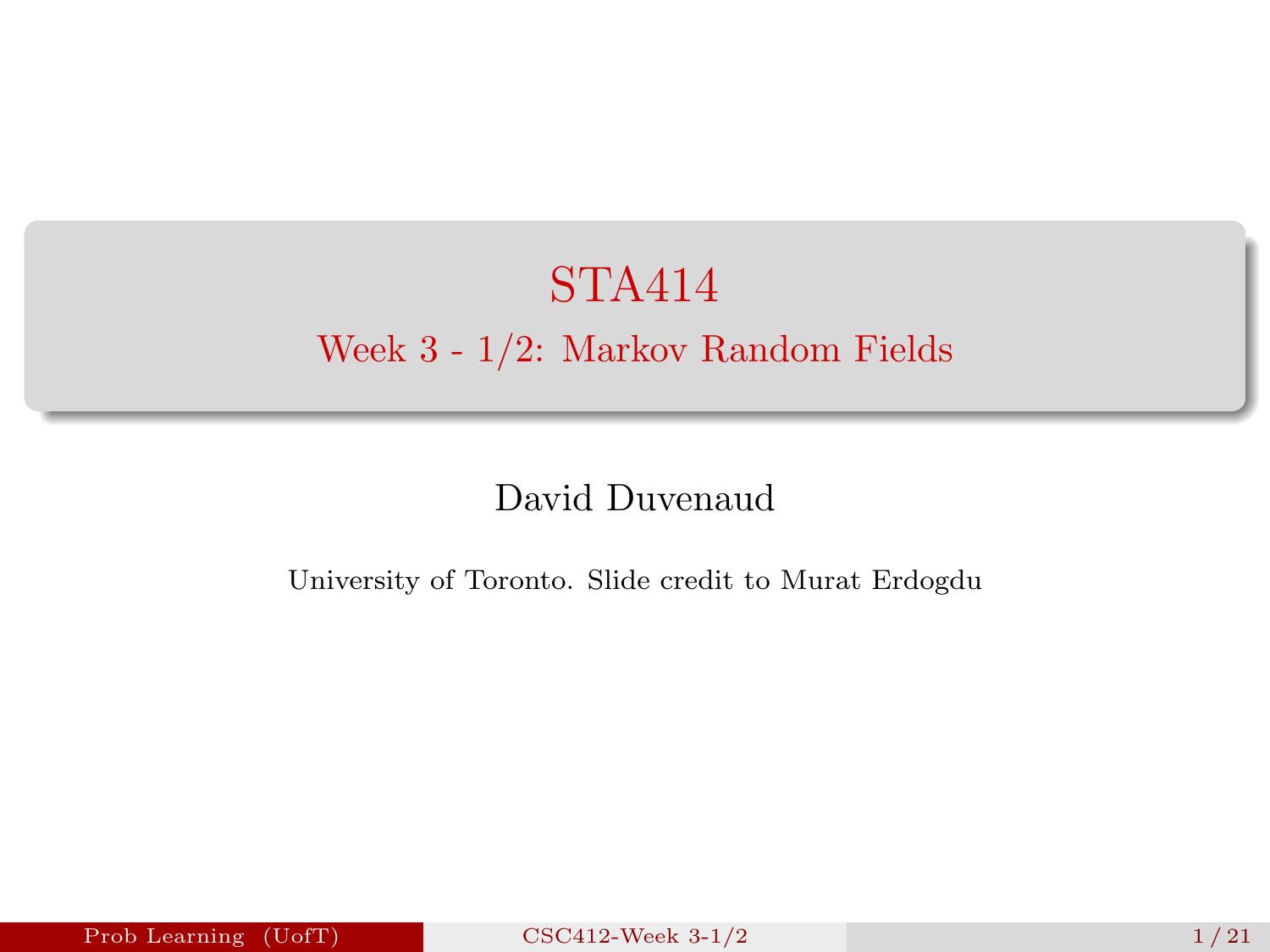# STA414

## Week 3 - 1/2: Markov Random Fields

David Duvenaud

University of Toronto. Slide credit to Murat Erdogdu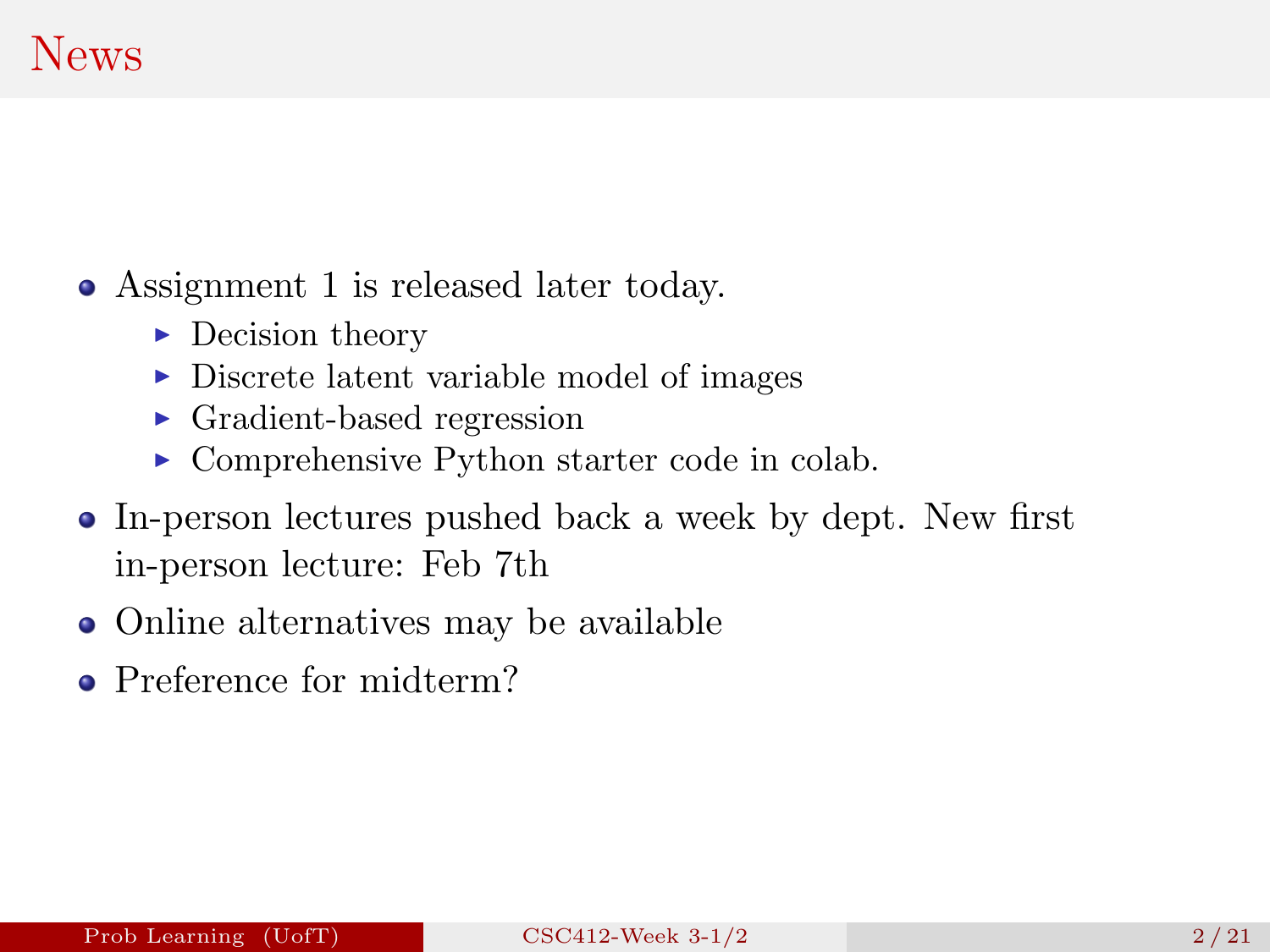# News

- Assignment 1 is released later today.
  - Decision theory
  - Discrete latent variable model of images
  - Gradient-based regression
  - Comprehensive Python starter code in colab.
- In-person lectures pushed back a week by dept. New first in-person lecture: Feb 7th
- Online alternatives may be available
- Preference for midterm?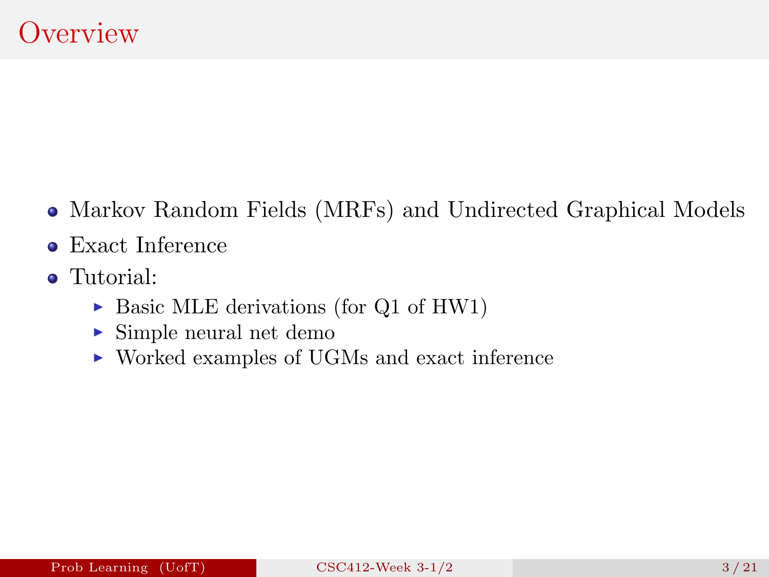# Overview

- Markov Random Fields (MRFs) and Undirected Graphical Models
- Exact Inference
- Tutorial:
  - Basic MLE derivations (for Q1 of HW1)
  - Simple neural net demo
  - Worked examples of UGMs and exact inference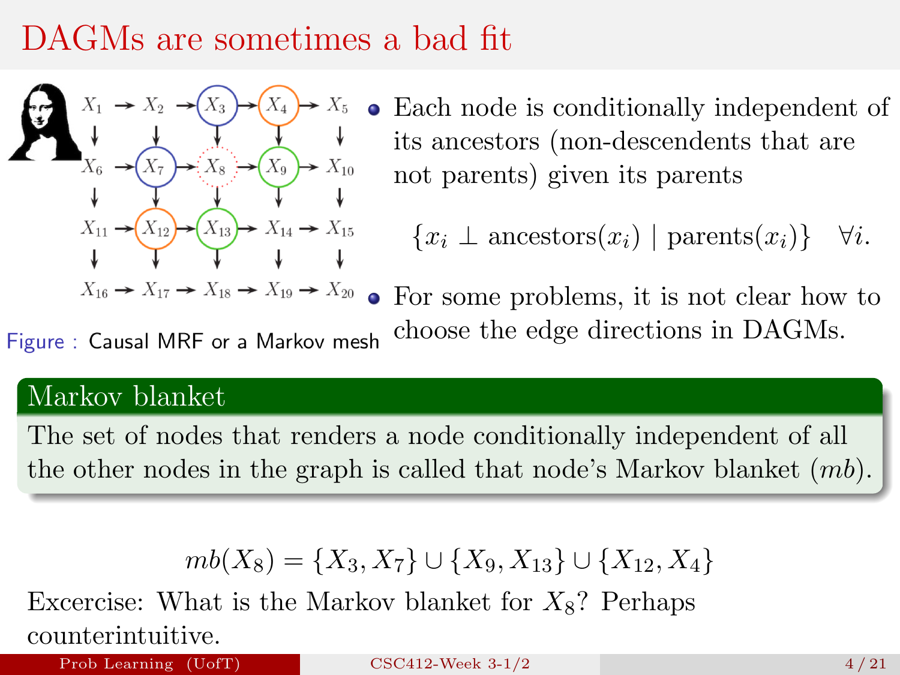# DAGMs are sometimes a bad fit

Figure : Causal MRF or a Markov mesh

- Each node is conditionally independent of its ancestors (non-descendents that are not parents) given its parents

$$\{x_i \perp \text{ancestors}(x_i) \mid \text{parents}(x_i)\} \quad \forall i.$$

- For some problems, it is not clear how to choose the edge directions in DAGMs.

## Markov blanket

The set of nodes that renders a node conditionally independent of all the other nodes in the graph is called that node's Markov blanket ($mb$).

$$mb(X_8) = \{X_3, X_7\} \cup \{X_9, X_{13}\} \cup \{X_{12}, X_4\}$$

Excercise: What is the Markov blanket for $X_8$? Perhaps counterintuitive.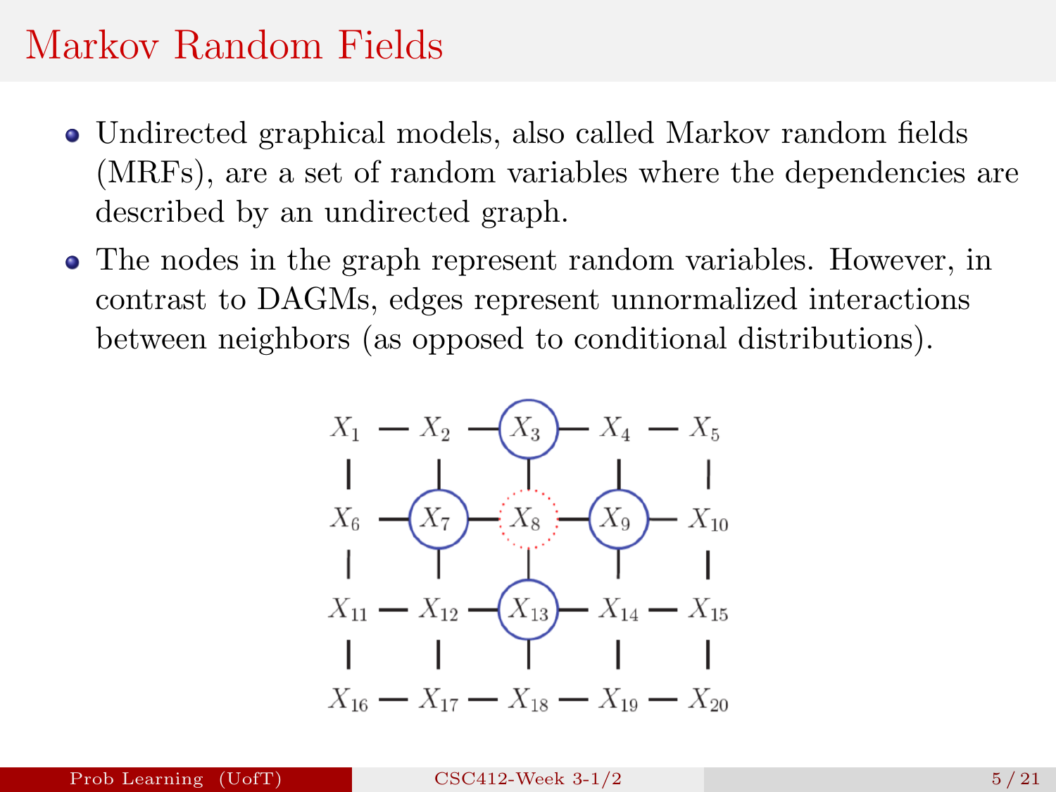# Markov Random Fields

- Undirected graphical models, also called Markov random fields (MRFs), are a set of random variables where the dependencies are described by an undirected graph.
- The nodes in the graph represent random variables. However, in contrast to DAGMs, edges represent unnormalized interactions between neighbors (as opposed to conditional distributions).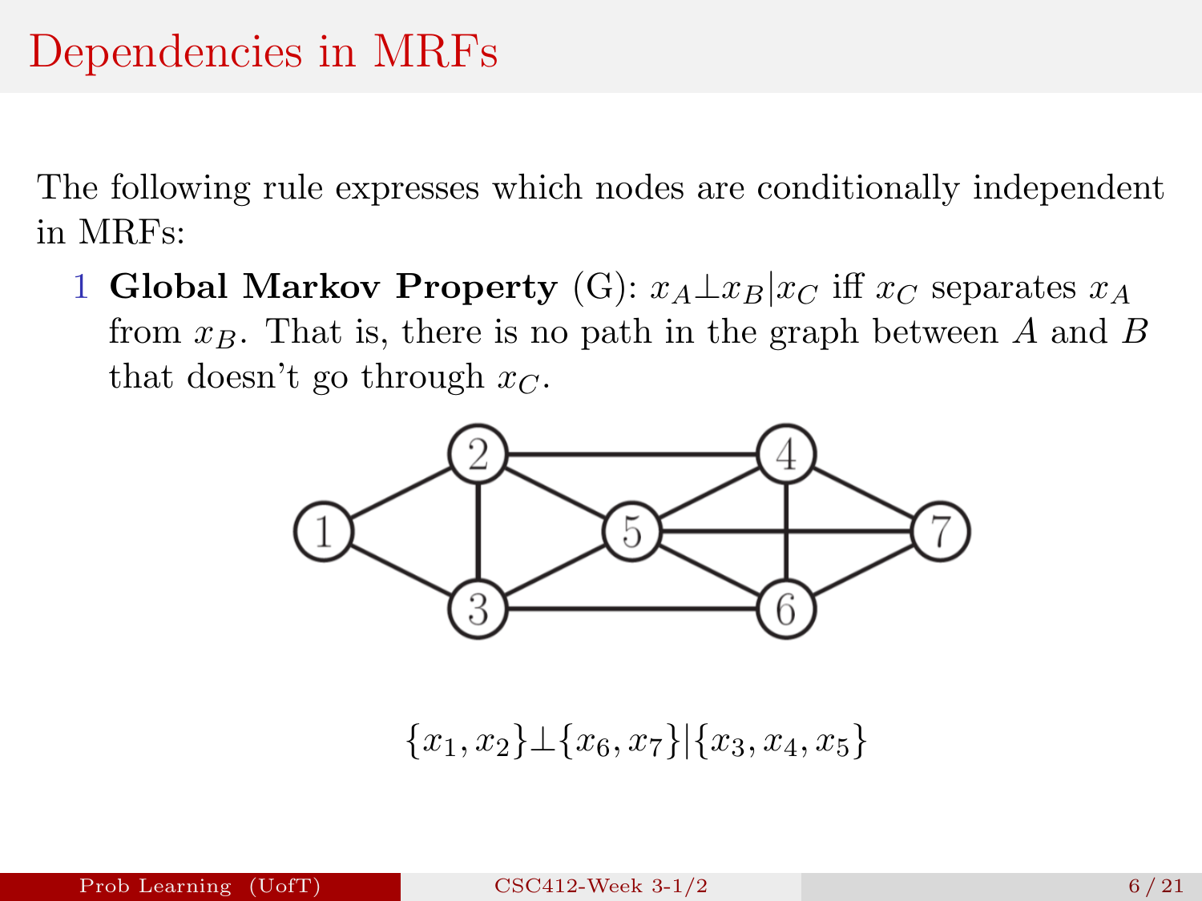# Dependencies in MRFs

The following rule expresses which nodes are conditionally independent in MRFs:

1. **Global Markov Property** (G): $x_A \perp x_B | x_C$ iff $x_C$ separates $x_A$ from $x_B$. That is, there is no path in the graph between $A$ and $B$ that doesn't go through $x_C$.

$$\{x_1, x_2\} \perp \{x_6, x_7\} | \{x_3, x_4, x_5\}$$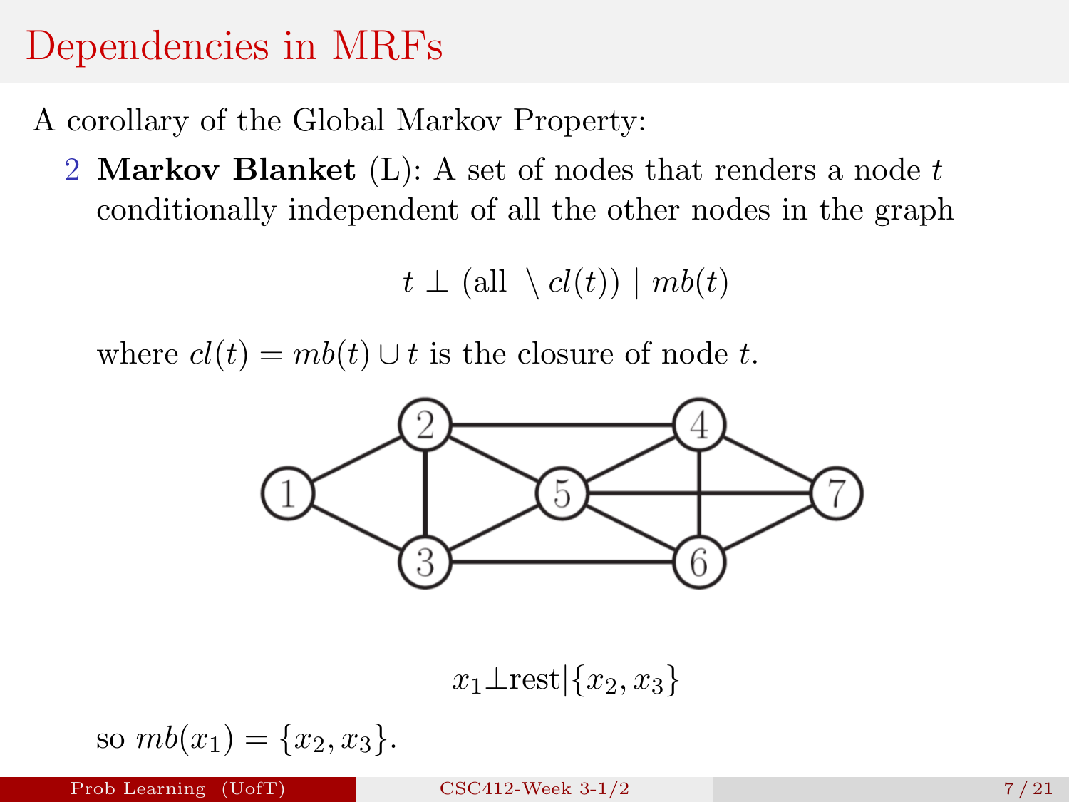# Dependencies in MRFs

A corollary of the Global Markov Property:

2. **Markov Blanket** (L): A set of nodes that renders a node $t$ conditionally independent of all the other nodes in the graph

$$t \perp (\text{all } \setminus cl(t)) \mid mb(t)$$

where $cl(t) = mb(t) \cup t$ is the closure of node $t$.

$$x_1 \perp \text{rest} \mid \{x_2, x_3\}$$

so $mb(x_1) = \{x_2, x_3\}$.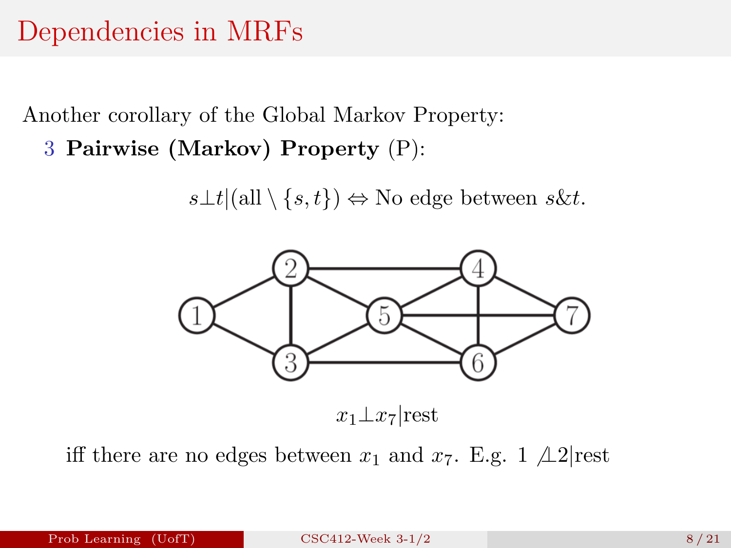# Dependencies in MRFs

Another corollary of the Global Markov Property:

3 **Pairwise (Markov) Property** (P):

$$s \perp t | (\text{all} \setminus \{s, t\}) \Leftrightarrow \text{No edge between } s \& t.$$

$$x_1 \perp x_7 | \text{rest}$$

iff there are no edges between $x_1$ and $x_7$. E.g. $1 \not\perp 2 | \text{rest}$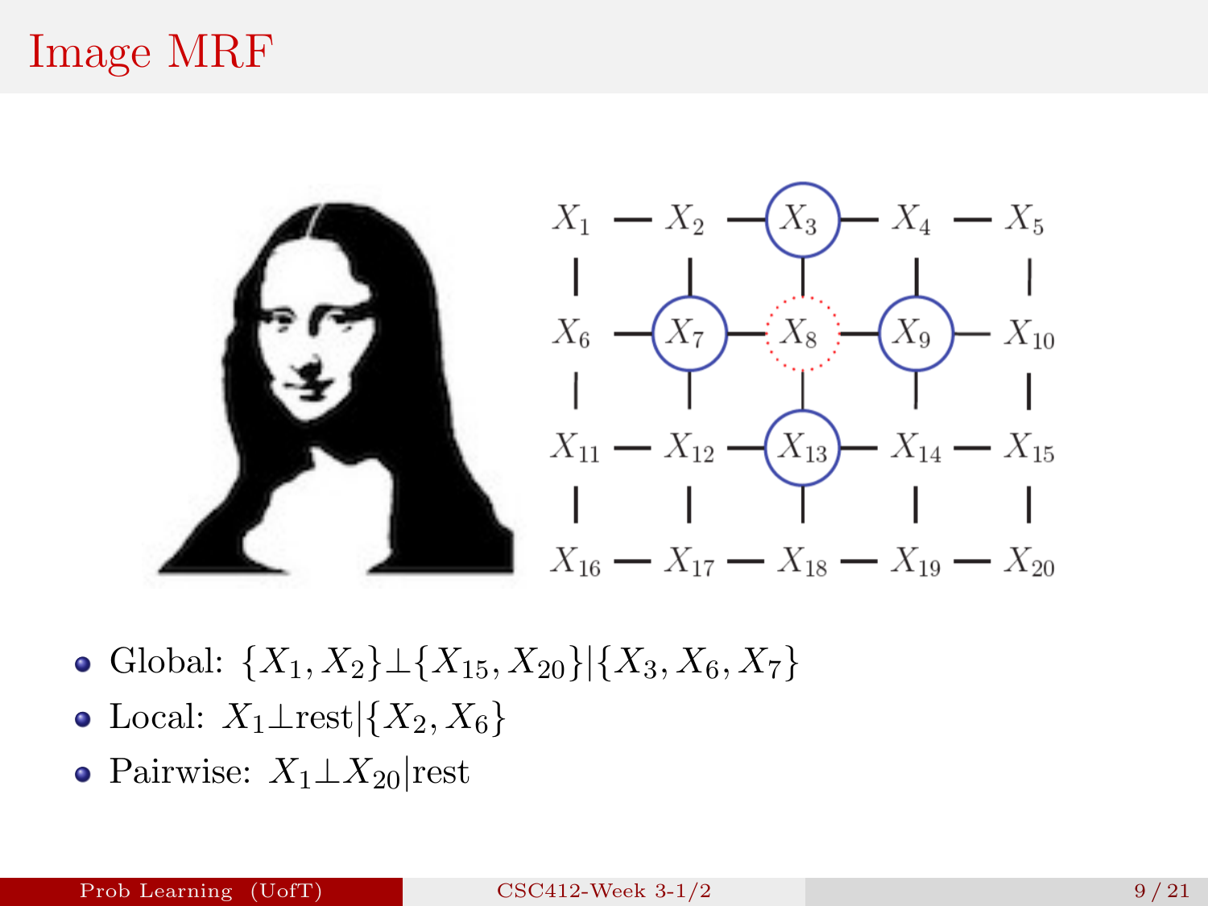# Image MRF

- Global: $\{X_1, X_2\} \perp \{X_{15}, X_{20}\} | \{X_3, X_6, X_7\}$
- Local: $X_1 \perp \text{rest} | \{X_2, X_6\}$
- Pairwise: $X_1 \perp X_{20} | \text{rest}$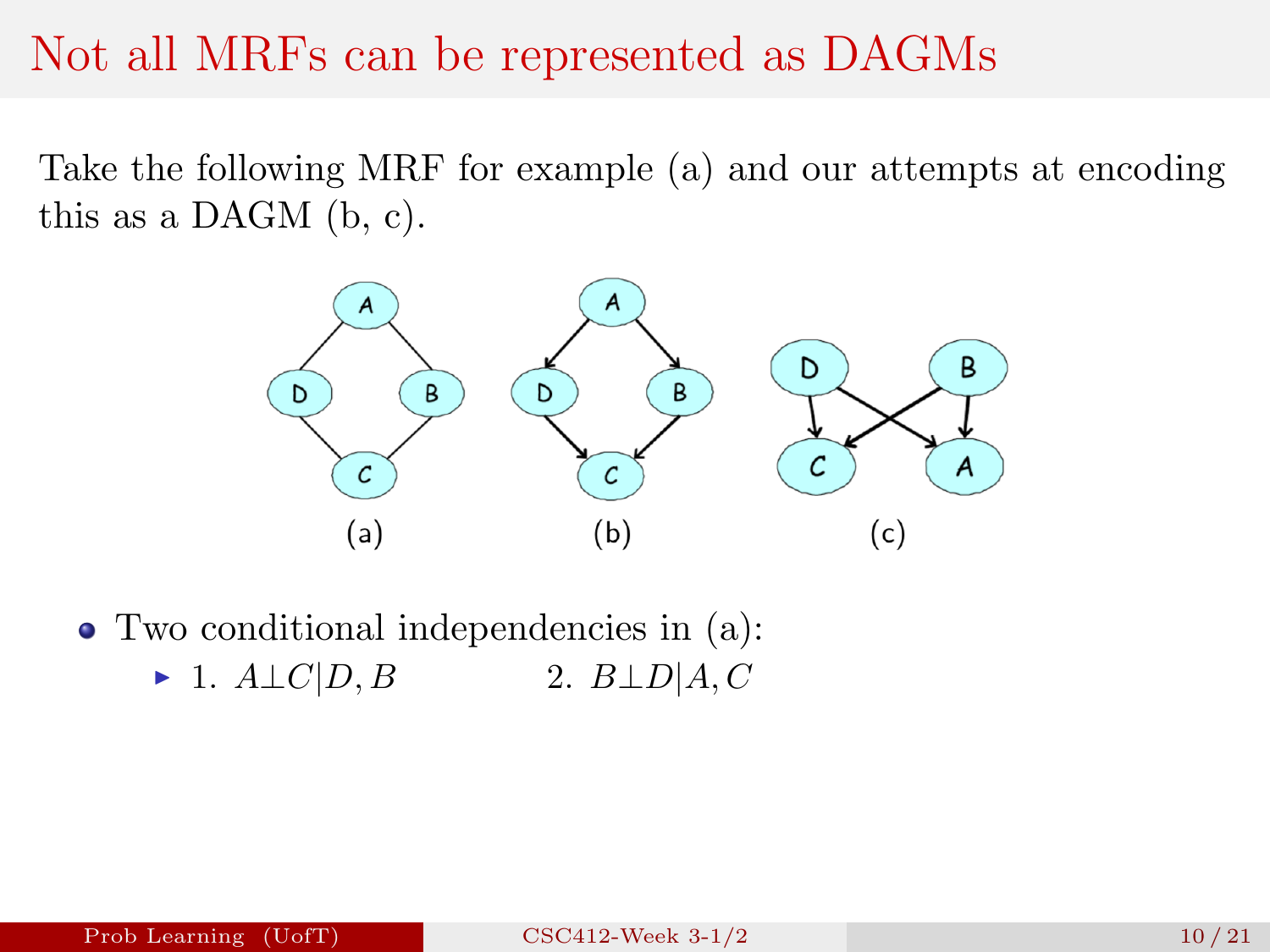# Not all MRFs can be represented as DAGMs

Take the following MRF for example (a) and our attempts at encoding this as a DAGM (b, c).

(a) (b) (c)

- Two conditional independencies in (a):
  - 1. $A \perp C | D, B$ 2. $B \perp D | A, C$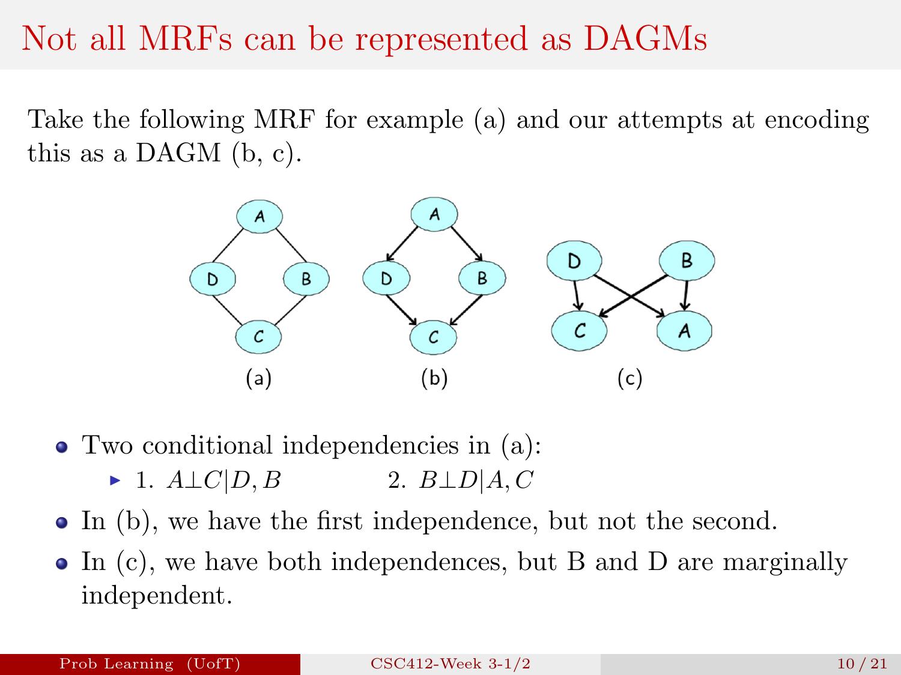# Not all MRFs can be represented as DAGMs

Take the following MRF for example (a) and our attempts at encoding this as a DAGM (b, c).

(a) (b) (c)

- Two conditional independencies in (a):
  - 1. $A \perp C | D, B$ 2. $B \perp D | A, C$
- In (b), we have the first independence, but not the second.
- In (c), we have both independences, but B and D are marginally independent.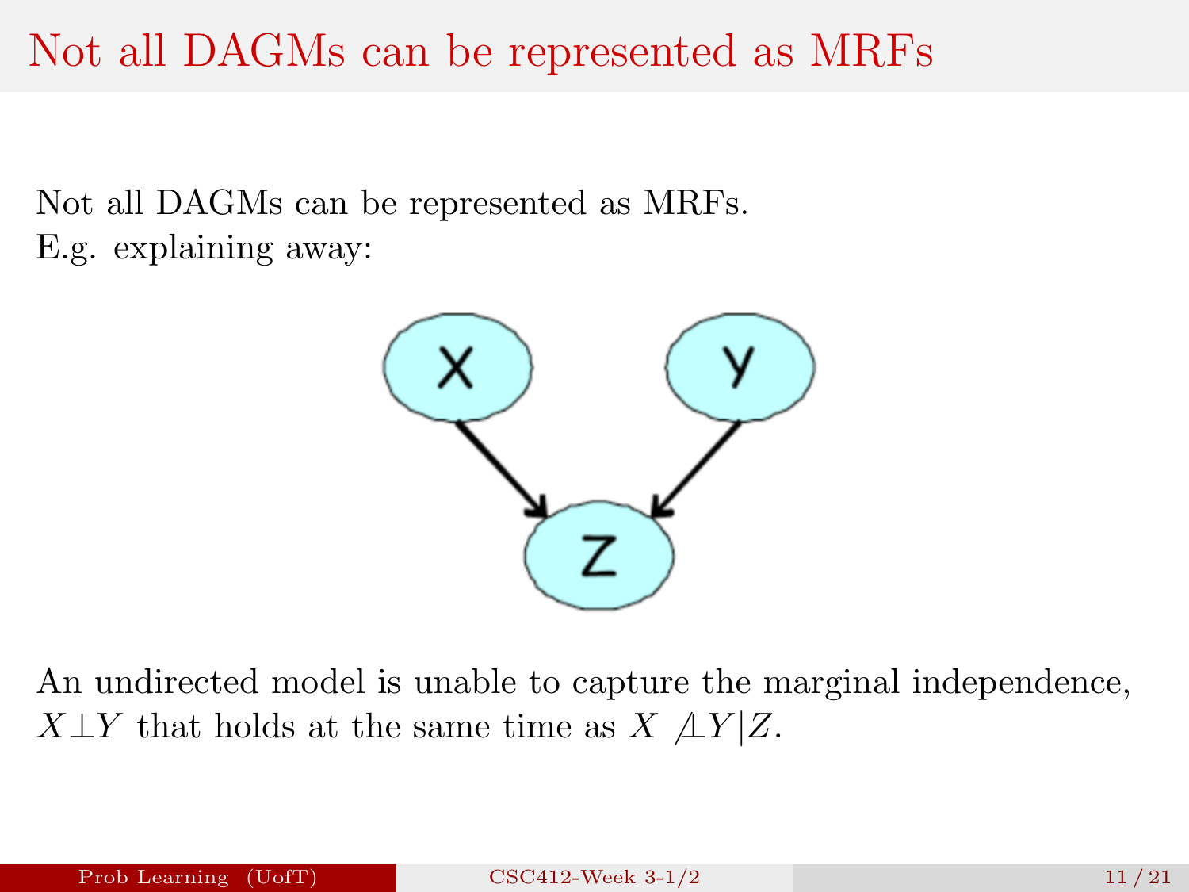# Not all DAGMs can be represented as MRFs

Not all DAGMs can be represented as MRFs.
E.g. explaining away:

An undirected model is unable to capture the marginal independence, $X \perp Y$ that holds at the same time as $X \not\perp Y | Z$.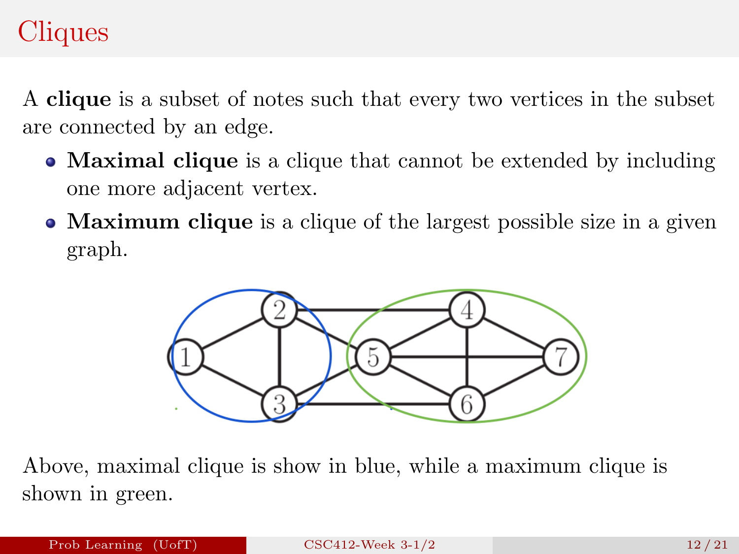# Cliques

A **clique** is a subset of notes such that every two vertices in the subset are connected by an edge.

- **Maximal clique** is a clique that cannot be extended by including one more adjacent vertex.
- **Maximum clique** is a clique of the largest possible size in a given graph.

Above, maximal clique is show in blue, while a maximum clique is shown in green.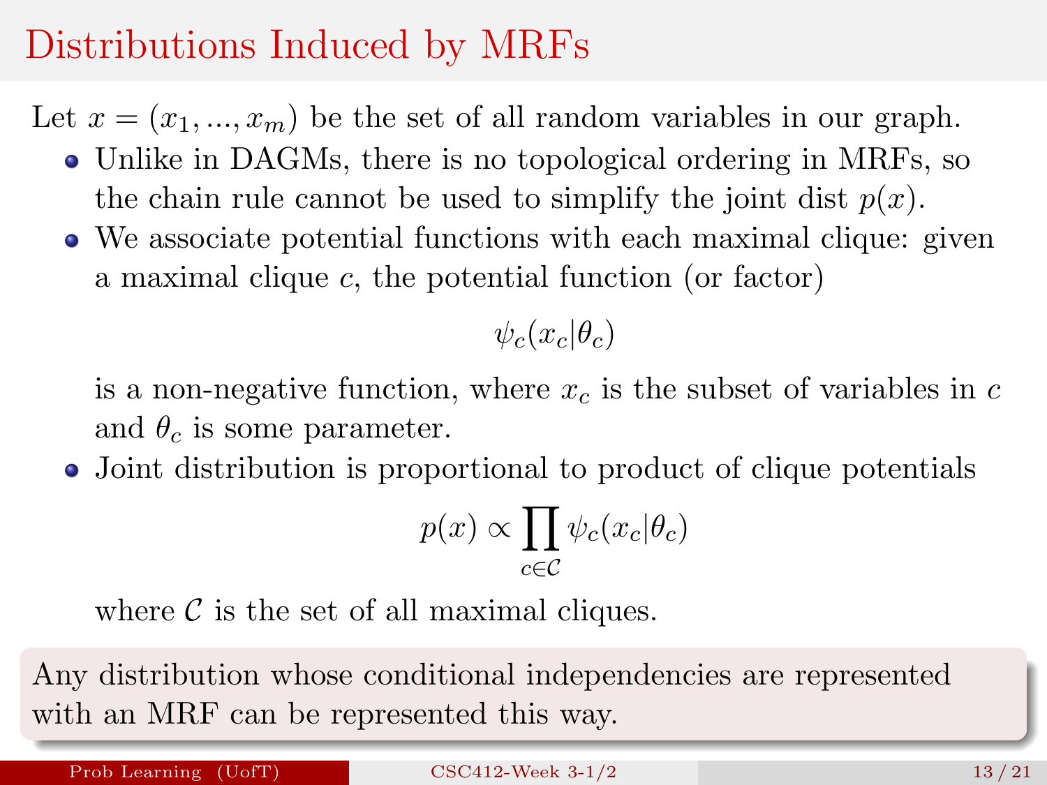# Distributions Induced by MRFs

Let $x = (x_1, ..., x_m)$ be the set of all random variables in our graph.

- Unlike in DAGMs, there is no topological ordering in MRFs, so the chain rule cannot be used to simplify the joint dist $p(x)$.
- We associate potential functions with each maximal clique: given a maximal clique $c$, the potential function (or factor)

  $$\psi_c(x_c|\theta_c)$$

  is a non-negative function, where $x_c$ is the subset of variables in $c$ and $\theta_c$ is some parameter.
- Joint distribution is proportional to product of clique potentials

  $$p(x) \propto \prod_{c \in \mathcal{C}} \psi_c(x_c|\theta_c)$$

  where $\mathcal{C}$ is the set of all maximal cliques.

Any distribution whose conditional independencies are represented with an MRF can be represented this way.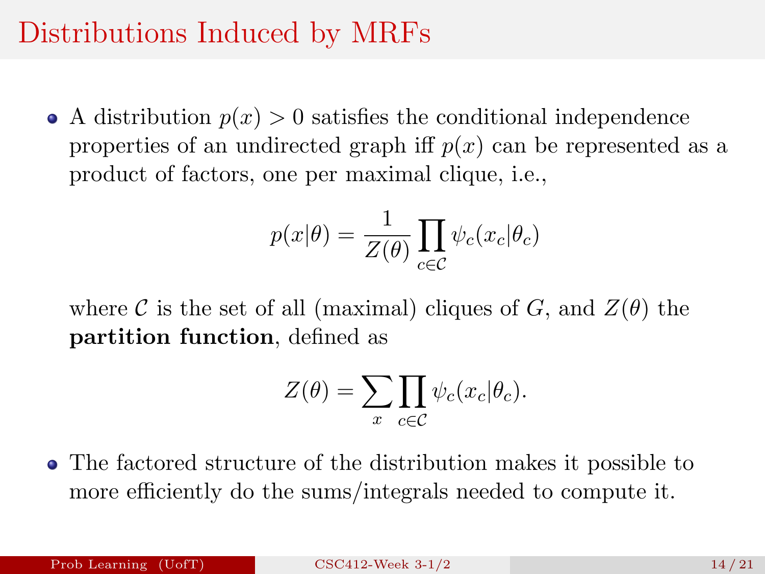# Distributions Induced by MRFs

- A distribution $p(x) > 0$ satisfies the conditional independence properties of an undirected graph iff $p(x)$ can be represented as a product of factors, one per maximal clique, i.e.,

$$p(x|\theta) = \frac{1}{Z(\theta)} \prod_{c \in \mathcal{C}} \psi_c(x_c|\theta_c)$$

  where $\mathcal{C}$ is the set of all (maximal) cliques of $G$, and $Z(\theta)$ the **partition function**, defined as

$$Z(\theta) = \sum_x \prod_{c \in \mathcal{C}} \psi_c(x_c|\theta_c).$$

- The factored structure of the distribution makes it possible to more efficiently do the sums/integrals needed to compute it.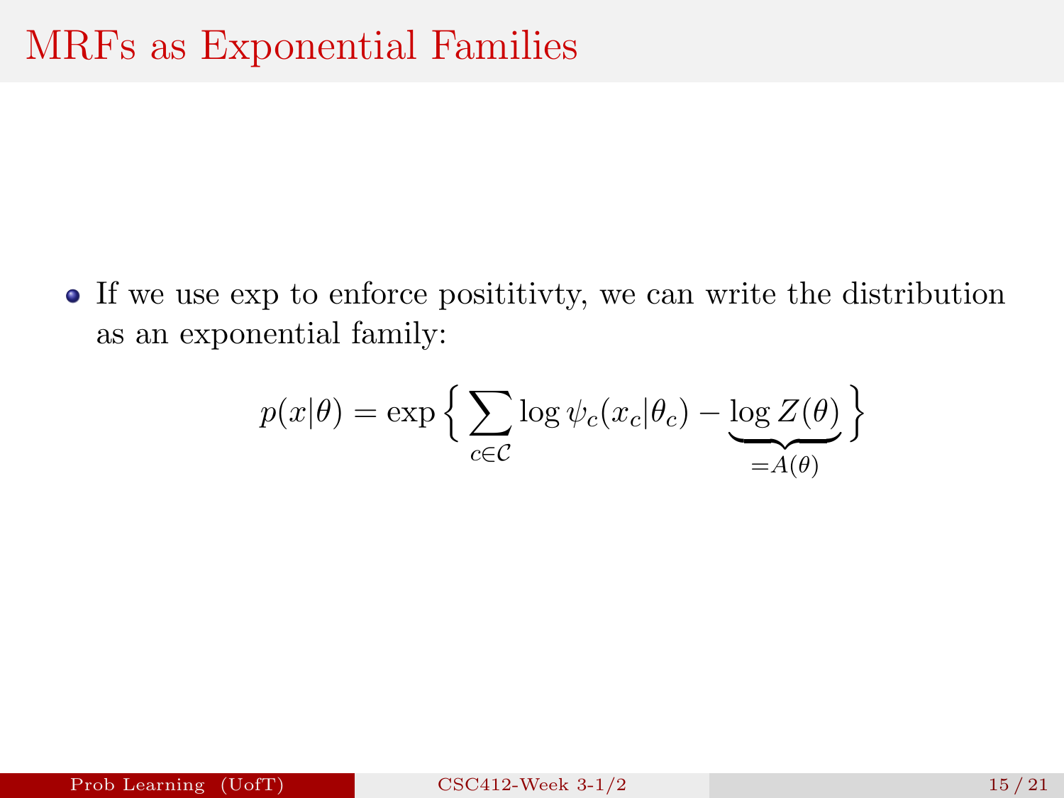# MRFs as Exponential Families

- If we use exp to enforce posititivty, we can write the distribution as an exponential family:

$$p(x|\theta) = \exp\left\{ \sum_{c \in \mathcal{C}} \log \psi_c(x_c|\theta_c) - \underbrace{\log Z(\theta)}_{=A(\theta)} \right\}$$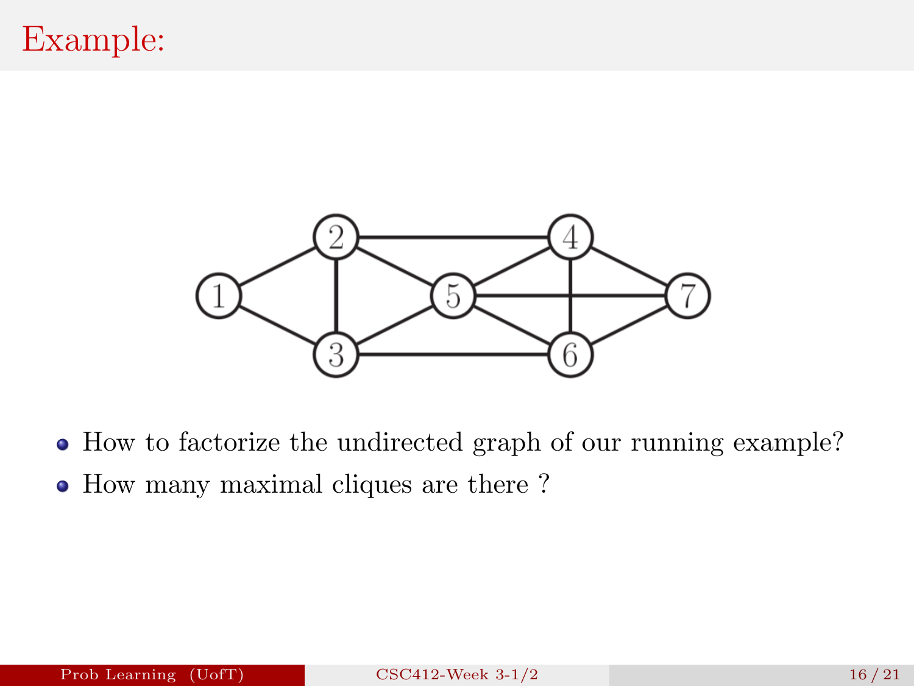# Example:

- How to factorize the undirected graph of our running example?
- How many maximal cliques are there ?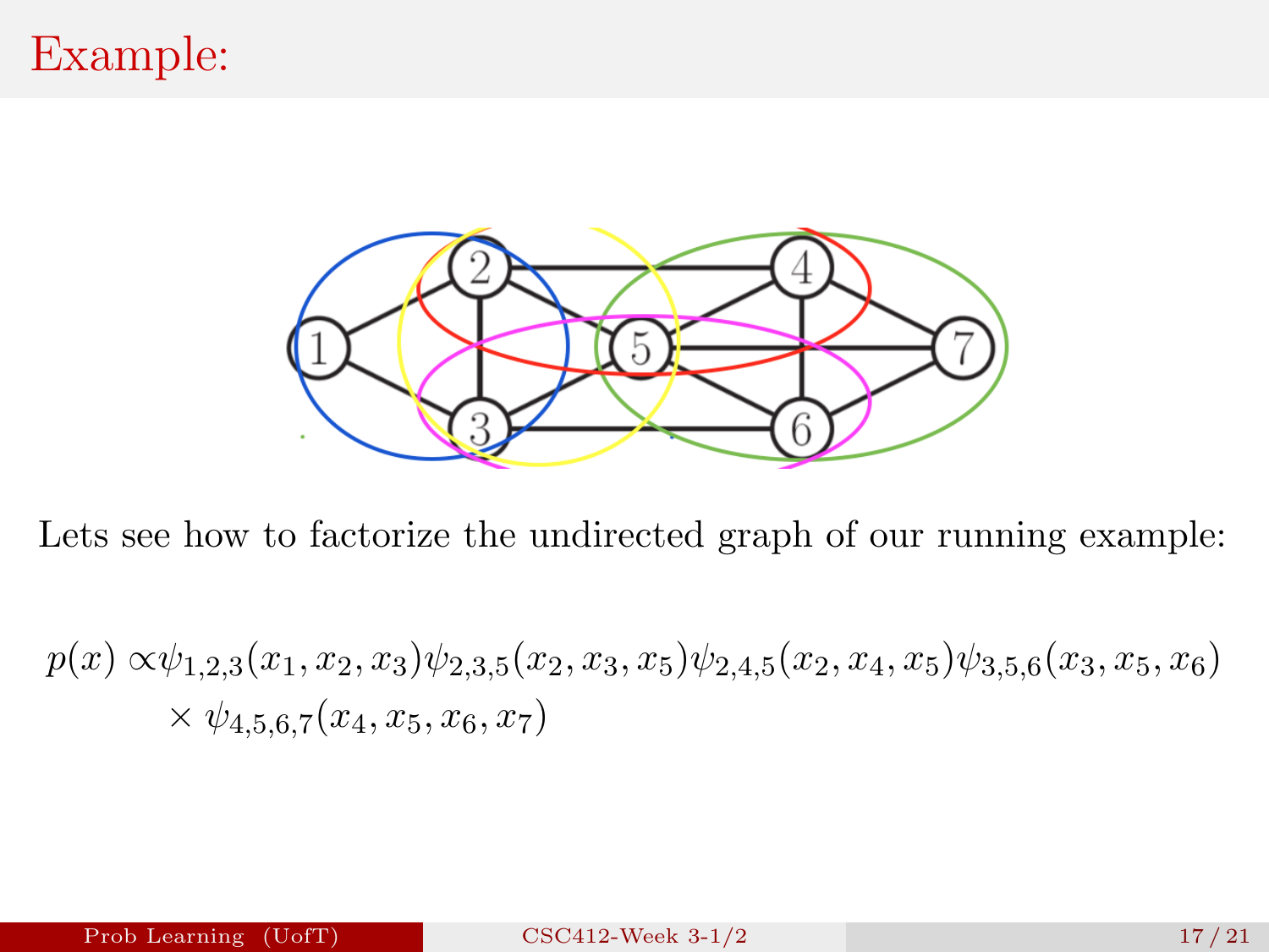# Example:

Lets see how to factorize the undirected graph of our running example:

$$
p(x) \propto \psi_{1,2,3}(x_1, x_2, x_3)\psi_{2,3,5}(x_2, x_3, x_5)\psi_{2,4,5}(x_2, x_4, x_5)\psi_{3,5,6}(x_3, x_5, x_6) \times \psi_{4,5,6,7}(x_4, x_5, x_6, x_7)
$$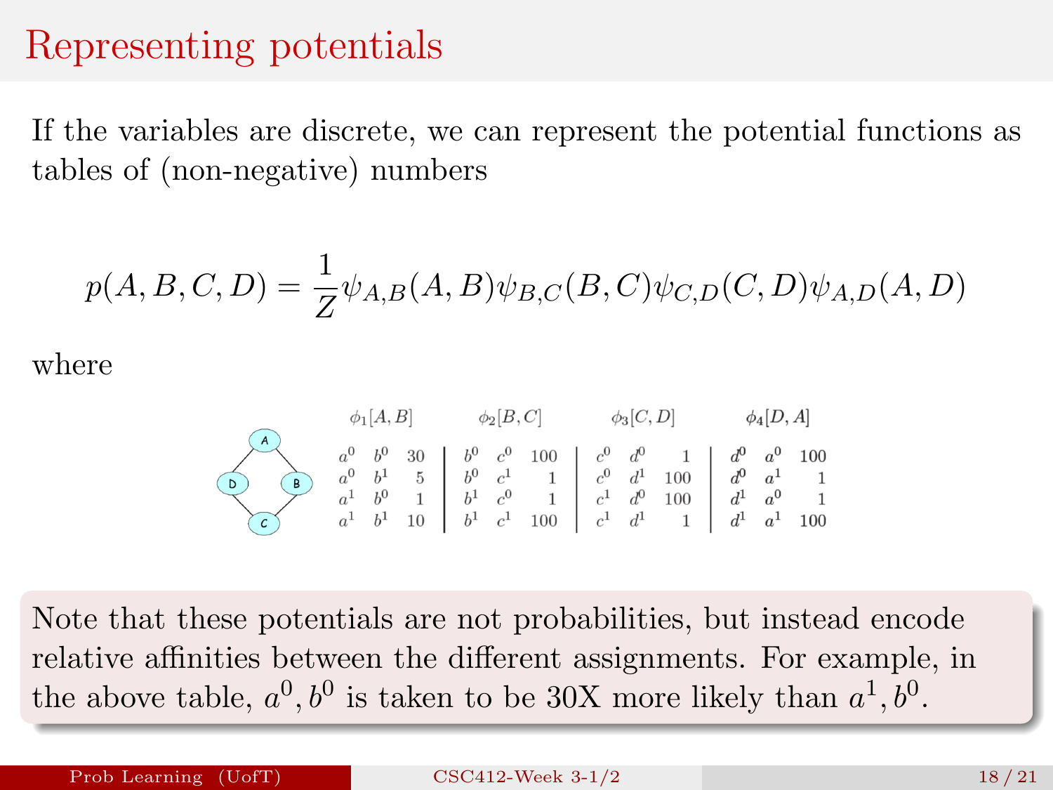# Representing potentials

If the variables are discrete, we can represent the potential functions as tables of (non-negative) numbers

$$p(A, B, C, D) = \frac{1}{Z}\psi_{A,B}(A, B)\psi_{B,C}(B, C)\psi_{C,D}(C, D)\psi_{A,D}(A, D)$$

where

| $\phi_1[A,B]$ | | | $\phi_2[B,C]$ | | | $\phi_3[C,D]$ | | | $\phi_4[D,A]$ | | |
|---|---|---|---|---|---|---|---|---|---|---|---|
| $a^0$ | $b^0$ | 30 | $b^0$ | $c^0$ | 100 | $c^0$ | $d^0$ | 1 | $d^0$ | $a^0$ | 100 |
| $a^0$ | $b^1$ | 5 | $b^0$ | $c^1$ | 1 | $c^0$ | $d^1$ | 100 | $d^0$ | $a^1$ | 1 |
| $a^1$ | $b^0$ | 1 | $b^1$ | $c^0$ | 1 | $c^1$ | $d^0$ | 100 | $d^1$ | $a^0$ | 1 |
| $a^1$ | $b^1$ | 10 | $b^1$ | $c^1$ | 100 | $c^1$ | $d^1$ | 1 | $d^1$ | $a^1$ | 100 |

Note that these potentials are not probabilities, but instead encode relative affinities between the different assignments. For example, in the above table, $a^0, b^0$ is taken to be 30X more likely than $a^1, b^0$.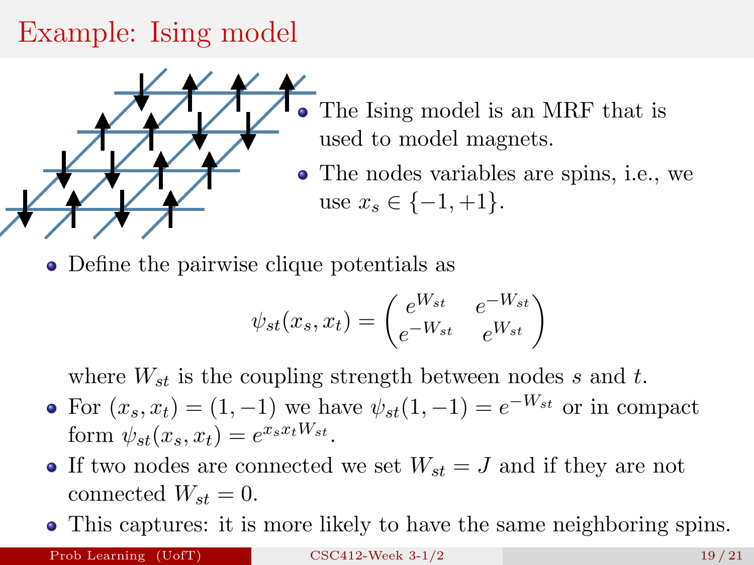# Example: Ising model

- The Ising model is an MRF that is used to model magnets.
- The nodes variables are spins, i.e., we use $x_s \in \{-1, +1\}$.

- Define the pairwise clique potentials as

$$\psi_{st}(x_s, x_t) = \begin{pmatrix} e^{W_{st}} & e^{-W_{st}} \\ e^{-W_{st}} & e^{W_{st}} \end{pmatrix}$$

  where $W_{st}$ is the coupling strength between nodes $s$ and $t$.
- For $(x_s, x_t) = (1, -1)$ we have $\psi_{st}(1, -1) = e^{-W_{st}}$ or in compact form $\psi_{st}(x_s, x_t) = e^{x_s x_t W_{st}}$.
- If two nodes are connected we set $W_{st} = J$ and if they are not connected $W_{st} = 0$.
- This captures: it is more likely to have the same neighboring spins.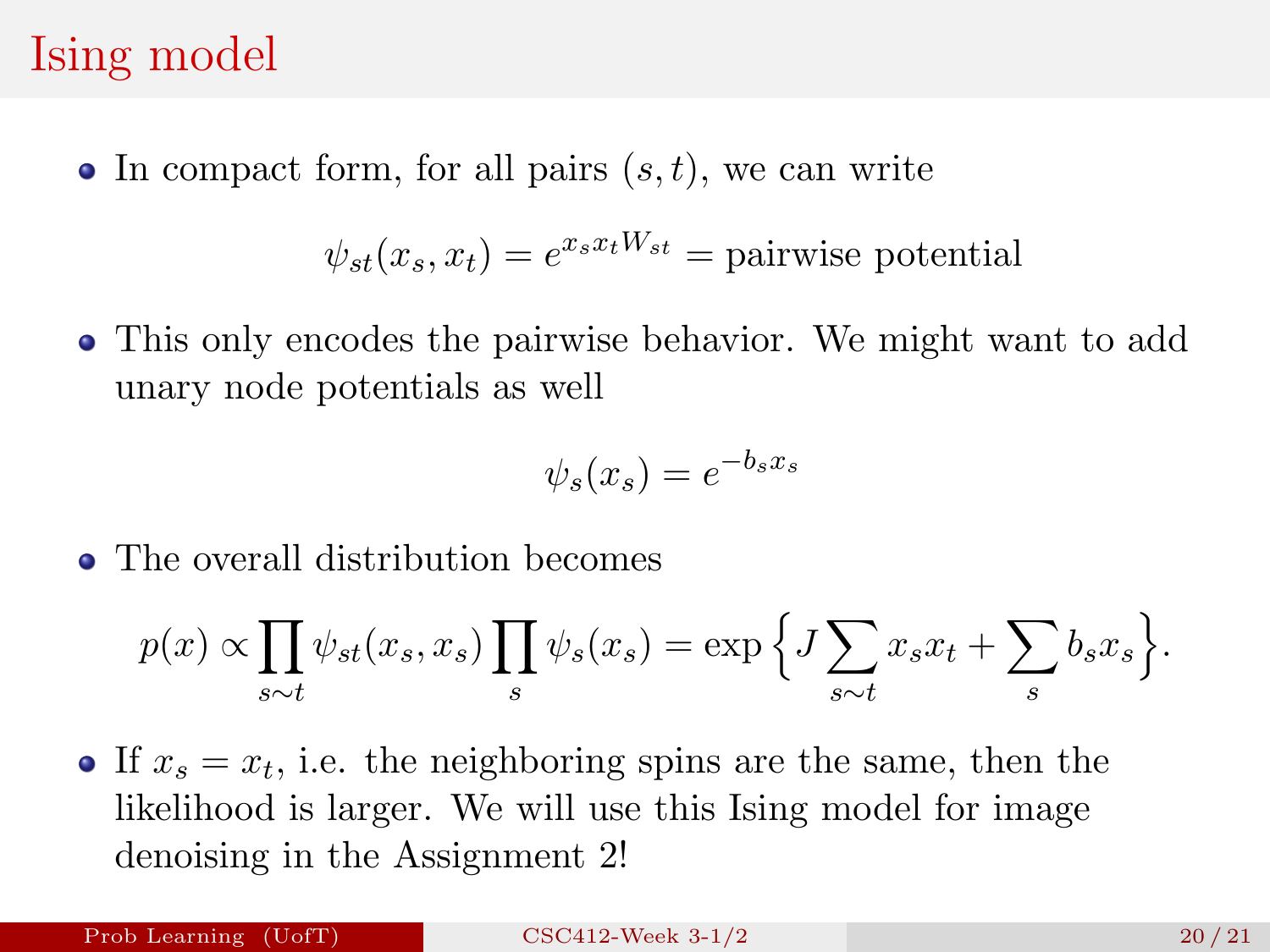# Ising model

- In compact form, for all pairs $(s, t)$, we can write

$$\psi_{st}(x_s, x_t) = e^{x_s x_t W_{st}} = \text{pairwise potential}$$

- This only encodes the pairwise behavior. We might want to add unary node potentials as well

$$\psi_s(x_s) = e^{-b_s x_s}$$

- The overall distribution becomes

$$p(x) \propto \prod_{s \sim t} \psi_{st}(x_s, x_s) \prod_{s} \psi_s(x_s) = \exp\Big\{J \sum_{s \sim t} x_s x_t + \sum_{s} b_s x_s\Big\}.$$

- If $x_s = x_t$, i.e. the neighboring spins are the same, then the likelihood is larger. We will use this Ising model for image denoising in the Assignment 2!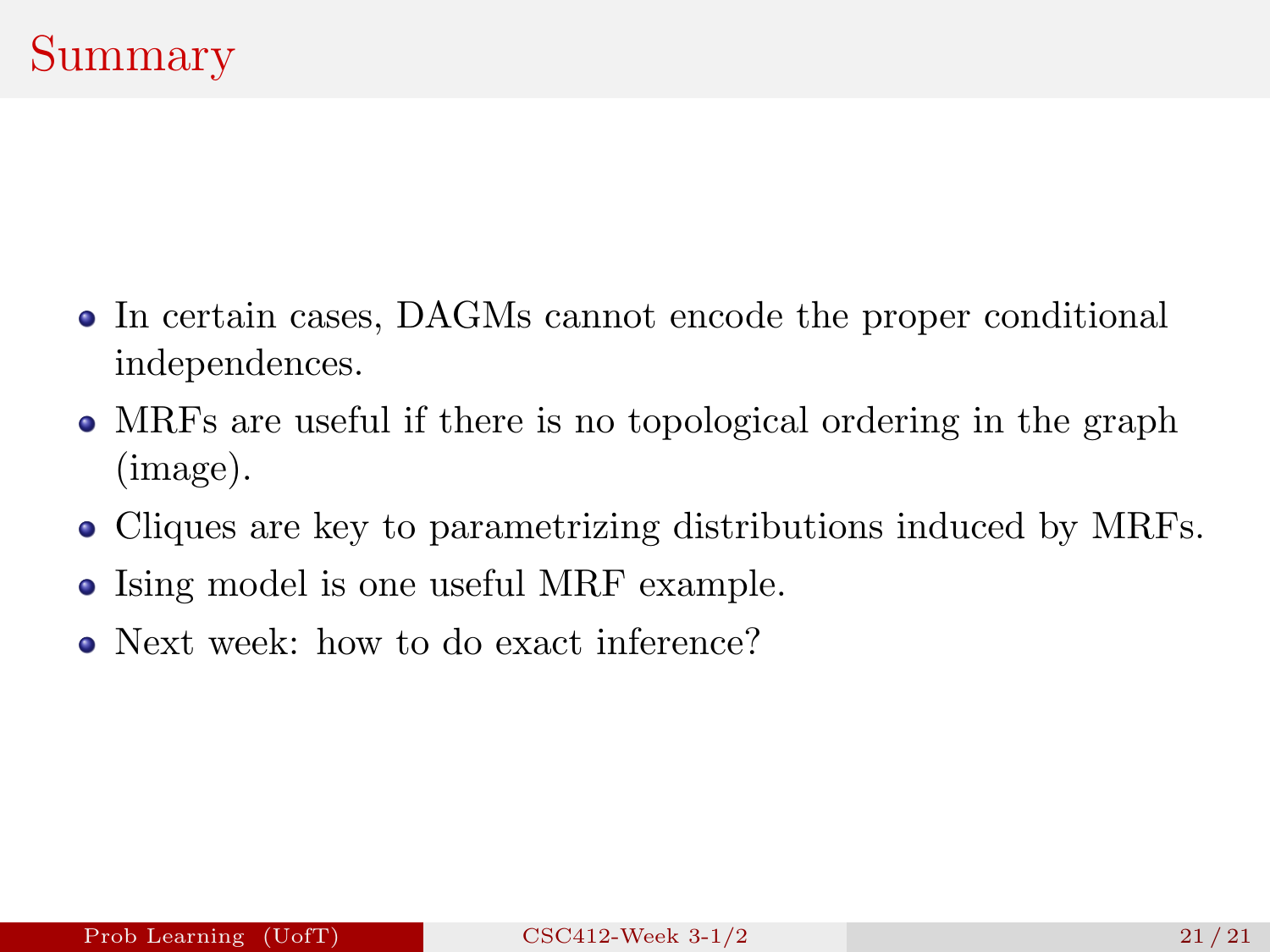# Summary

- In certain cases, DAGMs cannot encode the proper conditional independences.
- MRFs are useful if there is no topological ordering in the graph (image).
- Cliques are key to parametrizing distributions induced by MRFs.
- Ising model is one useful MRF example.
- Next week: how to do exact inference?